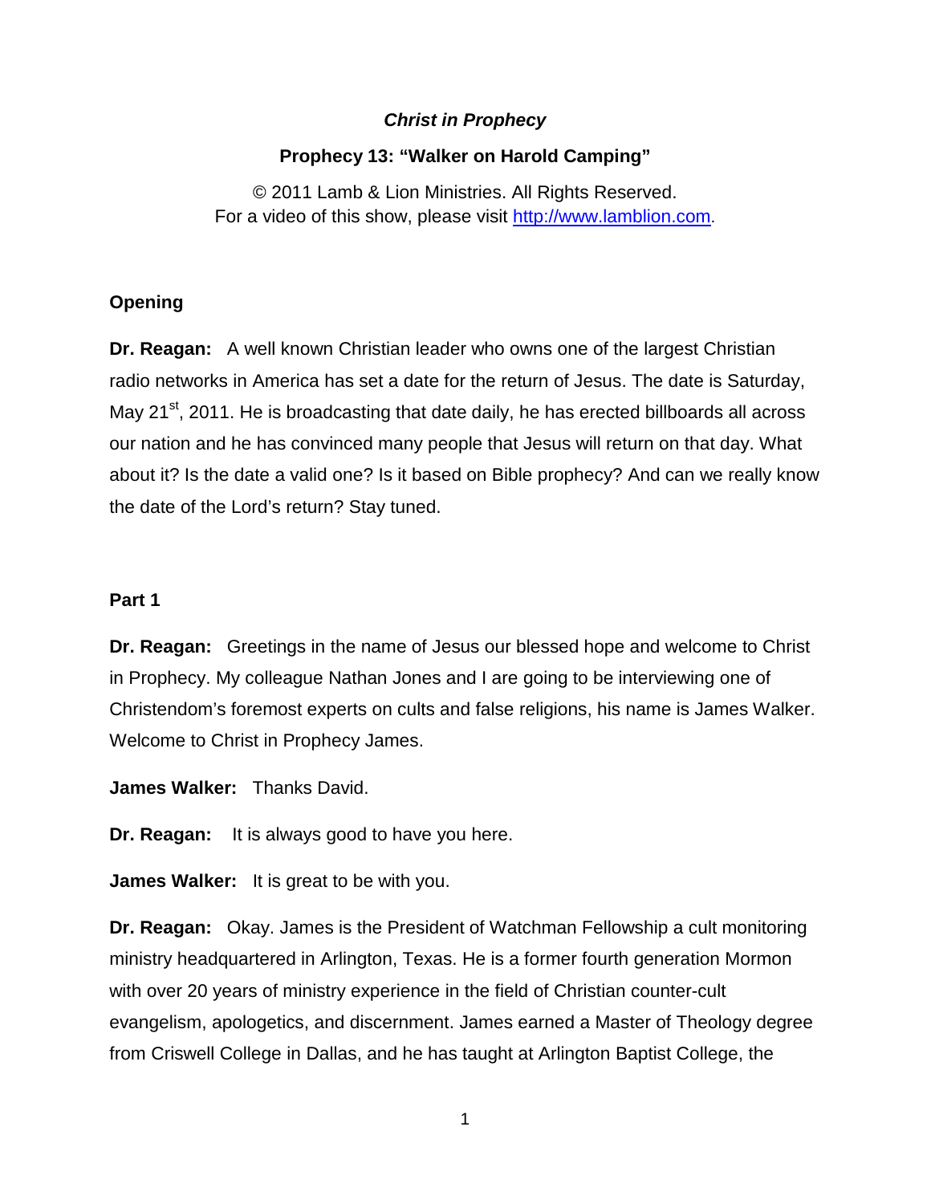# *Christ in Prophecy*

## Prophecy 13: "Walker on Harold Camping"

© 2011 Lamb & Lion Ministries. All Rights Reserved.
For a video of this show, please visit [http://www.lamblion.com](http://www.lamblion.com).

### Opening

**Dr. Reagan:** A well known Christian leader who owns one of the largest Christian radio networks in America has set a date for the return of Jesus. The date is Saturday, May 21st, 2011. He is broadcasting that date daily, he has erected billboards all across our nation and he has convinced many people that Jesus will return on that day. What about it? Is the date a valid one? Is it based on Bible prophecy? And can we really know the date of the Lord's return? Stay tuned.

### Part 1

**Dr. Reagan:** Greetings in the name of Jesus our blessed hope and welcome to Christ in Prophecy. My colleague Nathan Jones and I are going to be interviewing one of Christendom's foremost experts on cults and false religions, his name is James Walker. Welcome to Christ in Prophecy James.

**James Walker:** Thanks David.

**Dr. Reagan:** It is always good to have you here.

**James Walker:** It is great to be with you.

**Dr. Reagan:** Okay. James is the President of Watchman Fellowship a cult monitoring ministry headquartered in Arlington, Texas. He is a former fourth generation Mormon with over 20 years of ministry experience in the field of Christian counter-cult evangelism, apologetics, and discernment. James earned a Master of Theology degree from Criswell College in Dallas, and he has taught at Arlington Baptist College, the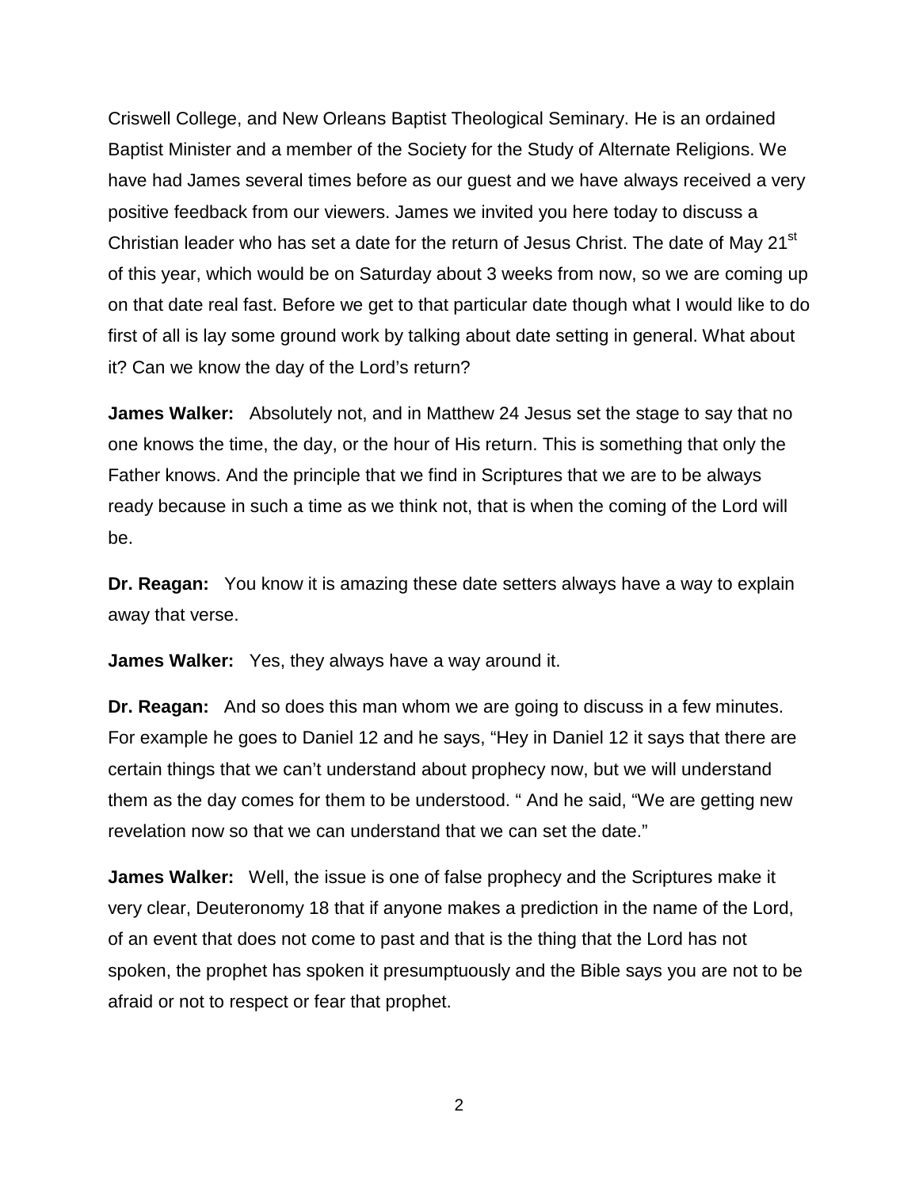Criswell College, and New Orleans Baptist Theological Seminary. He is an ordained Baptist Minister and a member of the Society for the Study of Alternate Religions. We have had James several times before as our guest and we have always received a very positive feedback from our viewers. James we invited you here today to discuss a Christian leader who has set a date for the return of Jesus Christ. The date of May 21st of this year, which would be on Saturday about 3 weeks from now, so we are coming up on that date real fast. Before we get to that particular date though what I would like to do first of all is lay some ground work by talking about date setting in general. What about it? Can we know the day of the Lord's return?

**James Walker:** Absolutely not, and in Matthew 24 Jesus set the stage to say that no one knows the time, the day, or the hour of His return. This is something that only the Father knows. And the principle that we find in Scriptures that we are to be always ready because in such a time as we think not, that is when the coming of the Lord will be.

**Dr. Reagan:** You know it is amazing these date setters always have a way to explain away that verse.

**James Walker:** Yes, they always have a way around it.

**Dr. Reagan:** And so does this man whom we are going to discuss in a few minutes. For example he goes to Daniel 12 and he says, "Hey in Daniel 12 it says that there are certain things that we can't understand about prophecy now, but we will understand them as the day comes for them to be understood. " And he said, "We are getting new revelation now so that we can understand that we can set the date."

**James Walker:** Well, the issue is one of false prophecy and the Scriptures make it very clear, Deuteronomy 18 that if anyone makes a prediction in the name of the Lord, of an event that does not come to past and that is the thing that the Lord has not spoken, the prophet has spoken it presumptuously and the Bible says you are not to be afraid or not to respect or fear that prophet.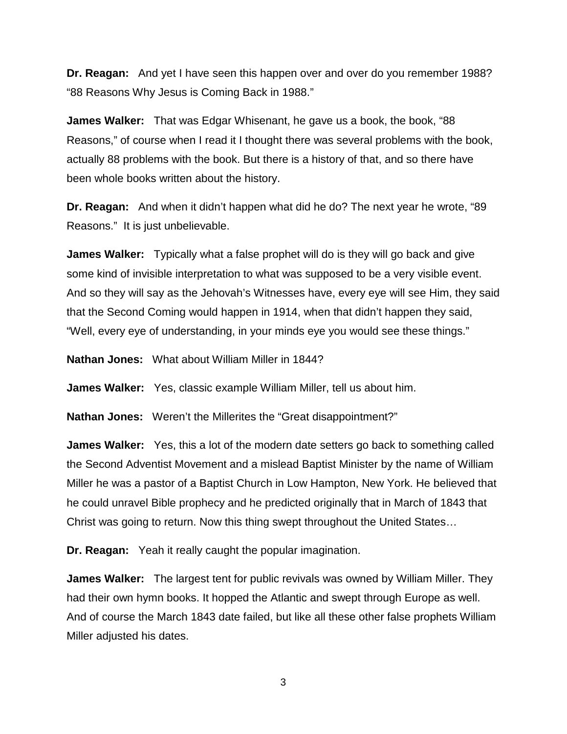**Dr. Reagan:** And yet I have seen this happen over and over do you remember 1988? "88 Reasons Why Jesus is Coming Back in 1988."

**James Walker:** That was Edgar Whisenant, he gave us a book, the book, "88 Reasons," of course when I read it I thought there was several problems with the book, actually 88 problems with the book. But there is a history of that, and so there have been whole books written about the history.

**Dr. Reagan:** And when it didn't happen what did he do? The next year he wrote, "89 Reasons." It is just unbelievable.

**James Walker:** Typically what a false prophet will do is they will go back and give some kind of invisible interpretation to what was supposed to be a very visible event. And so they will say as the Jehovah's Witnesses have, every eye will see Him, they said that the Second Coming would happen in 1914, when that didn't happen they said, "Well, every eye of understanding, in your minds eye you would see these things."

**Nathan Jones:** What about William Miller in 1844?

**James Walker:** Yes, classic example William Miller, tell us about him.

**Nathan Jones:** Weren't the Millerites the "Great disappointment?"

**James Walker:** Yes, this a lot of the modern date setters go back to something called the Second Adventist Movement and a mislead Baptist Minister by the name of William Miller he was a pastor of a Baptist Church in Low Hampton, New York. He believed that he could unravel Bible prophecy and he predicted originally that in March of 1843 that Christ was going to return. Now this thing swept throughout the United States…

**Dr. Reagan:** Yeah it really caught the popular imagination.

**James Walker:** The largest tent for public revivals was owned by William Miller. They had their own hymn books. It hopped the Atlantic and swept through Europe as well. And of course the March 1843 date failed, but like all these other false prophets William Miller adjusted his dates.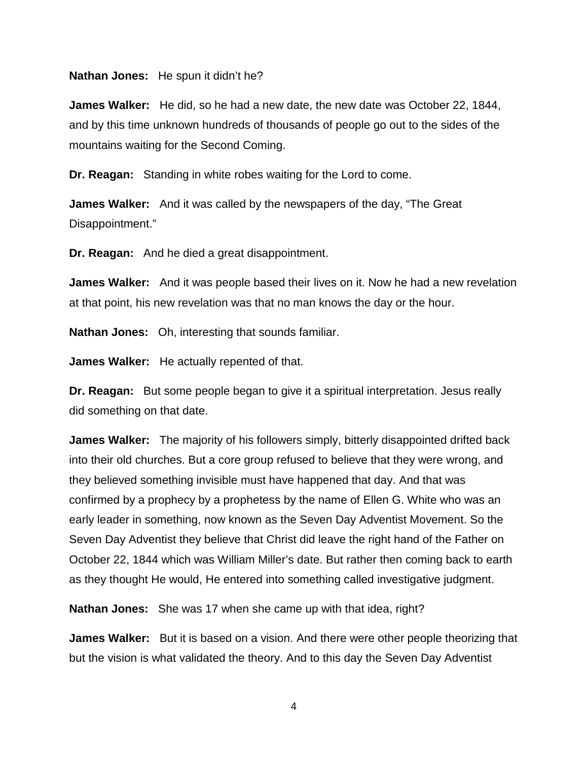**Nathan Jones:** He spun it didn't he?

**James Walker:** He did, so he had a new date, the new date was October 22, 1844, and by this time unknown hundreds of thousands of people go out to the sides of the mountains waiting for the Second Coming.

**Dr. Reagan:** Standing in white robes waiting for the Lord to come.

**James Walker:** And it was called by the newspapers of the day, "The Great Disappointment."

**Dr. Reagan:** And he died a great disappointment.

**James Walker:** And it was people based their lives on it. Now he had a new revelation at that point, his new revelation was that no man knows the day or the hour.

**Nathan Jones:** Oh, interesting that sounds familiar.

**James Walker:** He actually repented of that.

**Dr. Reagan:** But some people began to give it a spiritual interpretation. Jesus really did something on that date.

**James Walker:** The majority of his followers simply, bitterly disappointed drifted back into their old churches. But a core group refused to believe that they were wrong, and they believed something invisible must have happened that day. And that was confirmed by a prophecy by a prophetess by the name of Ellen G. White who was an early leader in something, now known as the Seven Day Adventist Movement. So the Seven Day Adventist they believe that Christ did leave the right hand of the Father on October 22, 1844 which was William Miller's date. But rather then coming back to earth as they thought He would, He entered into something called investigative judgment.

**Nathan Jones:** She was 17 when she came up with that idea, right?

**James Walker:** But it is based on a vision. And there were other people theorizing that but the vision is what validated the theory. And to this day the Seven Day Adventist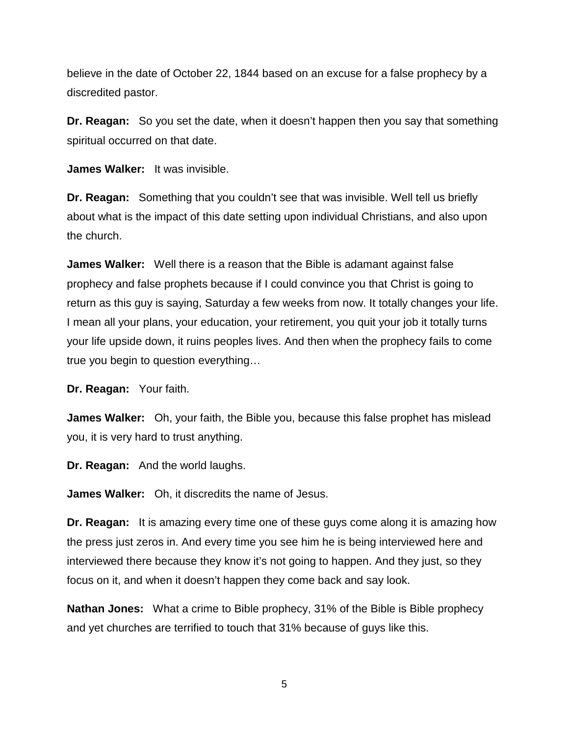believe in the date of October 22, 1844 based on an excuse for a false prophecy by a discredited pastor.

**Dr. Reagan:** So you set the date, when it doesn't happen then you say that something spiritual occurred on that date.

**James Walker:** It was invisible.

**Dr. Reagan:** Something that you couldn't see that was invisible. Well tell us briefly about what is the impact of this date setting upon individual Christians, and also upon the church.

**James Walker:** Well there is a reason that the Bible is adamant against false prophecy and false prophets because if I could convince you that Christ is going to return as this guy is saying, Saturday a few weeks from now. It totally changes your life. I mean all your plans, your education, your retirement, you quit your job it totally turns your life upside down, it ruins peoples lives. And then when the prophecy fails to come true you begin to question everything…

**Dr. Reagan:** Your faith.

**James Walker:** Oh, your faith, the Bible you, because this false prophet has mislead you, it is very hard to trust anything.

**Dr. Reagan:** And the world laughs.

**James Walker:** Oh, it discredits the name of Jesus.

**Dr. Reagan:** It is amazing every time one of these guys come along it is amazing how the press just zeros in. And every time you see him he is being interviewed here and interviewed there because they know it's not going to happen. And they just, so they focus on it, and when it doesn't happen they come back and say look.

**Nathan Jones:** What a crime to Bible prophecy, 31% of the Bible is Bible prophecy and yet churches are terrified to touch that 31% because of guys like this.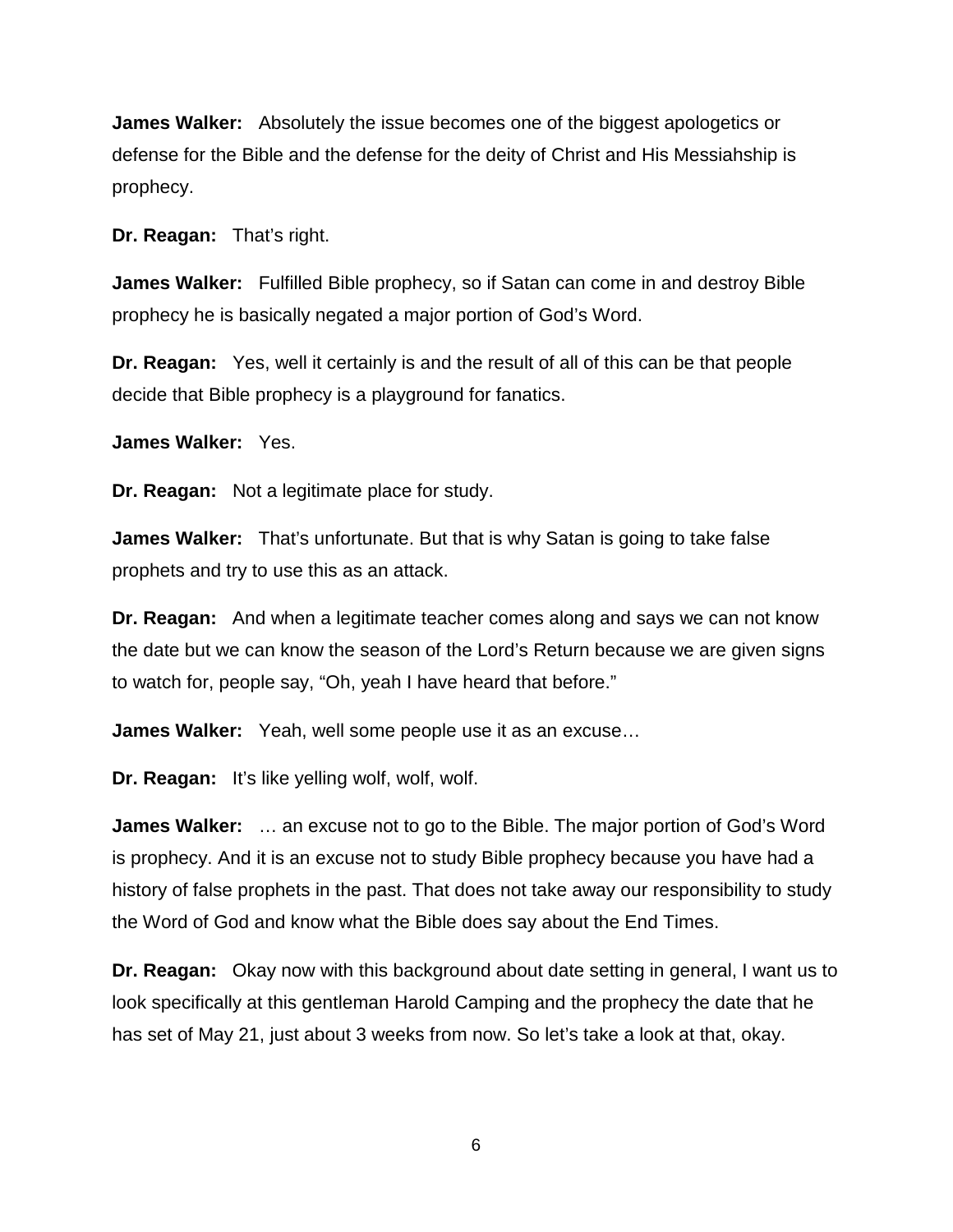**James Walker:** Absolutely the issue becomes one of the biggest apologetics or defense for the Bible and the defense for the deity of Christ and His Messiahship is prophecy.

**Dr. Reagan:** That's right.

**James Walker:** Fulfilled Bible prophecy, so if Satan can come in and destroy Bible prophecy he is basically negated a major portion of God's Word.

**Dr. Reagan:** Yes, well it certainly is and the result of all of this can be that people decide that Bible prophecy is a playground for fanatics.

**James Walker:** Yes.

**Dr. Reagan:** Not a legitimate place for study.

**James Walker:** That's unfortunate. But that is why Satan is going to take false prophets and try to use this as an attack.

**Dr. Reagan:** And when a legitimate teacher comes along and says we can not know the date but we can know the season of the Lord's Return because we are given signs to watch for, people say, "Oh, yeah I have heard that before."

**James Walker:** Yeah, well some people use it as an excuse…

**Dr. Reagan:** It's like yelling wolf, wolf, wolf.

**James Walker:** … an excuse not to go to the Bible. The major portion of God's Word is prophecy. And it is an excuse not to study Bible prophecy because you have had a history of false prophets in the past. That does not take away our responsibility to study the Word of God and know what the Bible does say about the End Times.

**Dr. Reagan:** Okay now with this background about date setting in general, I want us to look specifically at this gentleman Harold Camping and the prophecy the date that he has set of May 21, just about 3 weeks from now. So let's take a look at that, okay.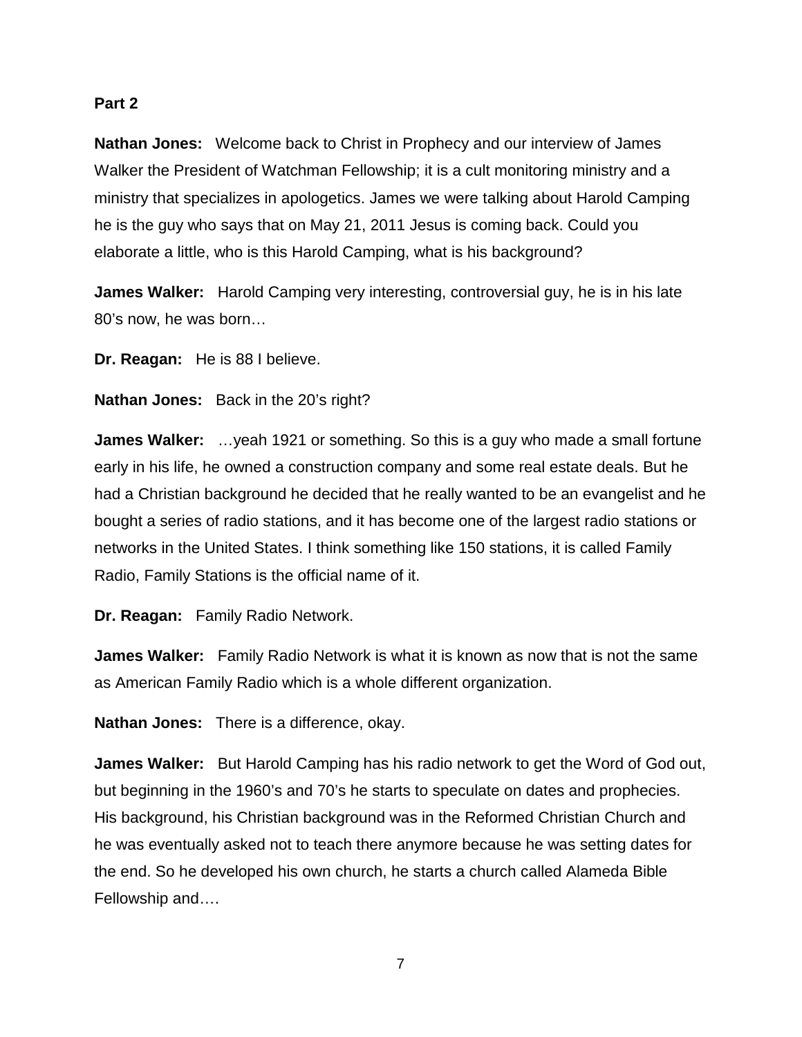**Part 2**

**Nathan Jones:** Welcome back to Christ in Prophecy and our interview of James Walker the President of Watchman Fellowship; it is a cult monitoring ministry and a ministry that specializes in apologetics. James we were talking about Harold Camping he is the guy who says that on May 21, 2011 Jesus is coming back. Could you elaborate a little, who is this Harold Camping, what is his background?

**James Walker:** Harold Camping very interesting, controversial guy, he is in his late 80's now, he was born…

**Dr. Reagan:** He is 88 I believe.

**Nathan Jones:** Back in the 20's right?

**James Walker:** …yeah 1921 or something. So this is a guy who made a small fortune early in his life, he owned a construction company and some real estate deals. But he had a Christian background he decided that he really wanted to be an evangelist and he bought a series of radio stations, and it has become one of the largest radio stations or networks in the United States. I think something like 150 stations, it is called Family Radio, Family Stations is the official name of it.

**Dr. Reagan:** Family Radio Network.

**James Walker:** Family Radio Network is what it is known as now that is not the same as American Family Radio which is a whole different organization.

**Nathan Jones:** There is a difference, okay.

**James Walker:** But Harold Camping has his radio network to get the Word of God out, but beginning in the 1960's and 70's he starts to speculate on dates and prophecies. His background, his Christian background was in the Reformed Christian Church and he was eventually asked not to teach there anymore because he was setting dates for the end. So he developed his own church, he starts a church called Alameda Bible Fellowship and….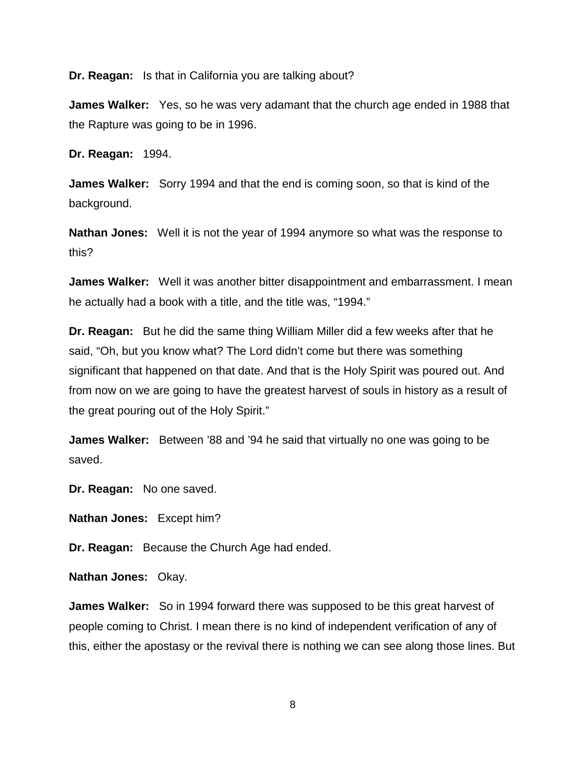**Dr. Reagan:** Is that in California you are talking about?

**James Walker:** Yes, so he was very adamant that the church age ended in 1988 that the Rapture was going to be in 1996.

**Dr. Reagan:** 1994.

**James Walker:** Sorry 1994 and that the end is coming soon, so that is kind of the background.

**Nathan Jones:** Well it is not the year of 1994 anymore so what was the response to this?

**James Walker:** Well it was another bitter disappointment and embarrassment. I mean he actually had a book with a title, and the title was, "1994."

**Dr. Reagan:** But he did the same thing William Miller did a few weeks after that he said, "Oh, but you know what? The Lord didn't come but there was something significant that happened on that date. And that is the Holy Spirit was poured out. And from now on we are going to have the greatest harvest of souls in history as a result of the great pouring out of the Holy Spirit."

**James Walker:** Between '88 and '94 he said that virtually no one was going to be saved.

**Dr. Reagan:** No one saved.

**Nathan Jones:** Except him?

**Dr. Reagan:** Because the Church Age had ended.

**Nathan Jones:** Okay.

**James Walker:** So in 1994 forward there was supposed to be this great harvest of people coming to Christ. I mean there is no kind of independent verification of any of this, either the apostasy or the revival there is nothing we can see along those lines. But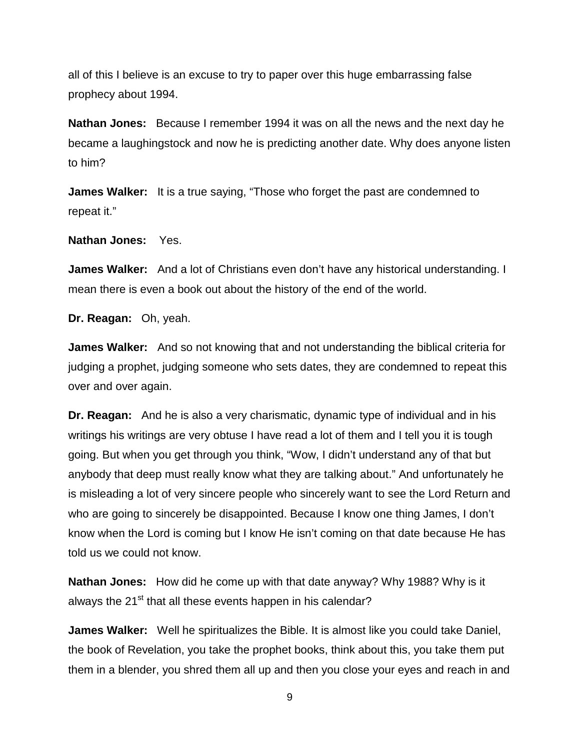all of this I believe is an excuse to try to paper over this huge embarrassing false prophecy about 1994.

**Nathan Jones:** Because I remember 1994 it was on all the news and the next day he became a laughingstock and now he is predicting another date. Why does anyone listen to him?

**James Walker:** It is a true saying, "Those who forget the past are condemned to repeat it."

**Nathan Jones:** Yes.

**James Walker:** And a lot of Christians even don't have any historical understanding. I mean there is even a book out about the history of the end of the world.

**Dr. Reagan:** Oh, yeah.

**James Walker:** And so not knowing that and not understanding the biblical criteria for judging a prophet, judging someone who sets dates, they are condemned to repeat this over and over again.

**Dr. Reagan:** And he is also a very charismatic, dynamic type of individual and in his writings his writings are very obtuse I have read a lot of them and I tell you it is tough going. But when you get through you think, "Wow, I didn't understand any of that but anybody that deep must really know what they are talking about." And unfortunately he is misleading a lot of very sincere people who sincerely want to see the Lord Return and who are going to sincerely be disappointed. Because I know one thing James, I don't know when the Lord is coming but I know He isn't coming on that date because He has told us we could not know.

**Nathan Jones:** How did he come up with that date anyway? Why 1988? Why is it always the 21st that all these events happen in his calendar?

**James Walker:** Well he spiritualizes the Bible. It is almost like you could take Daniel, the book of Revelation, you take the prophet books, think about this, you take them put them in a blender, you shred them all up and then you close your eyes and reach in and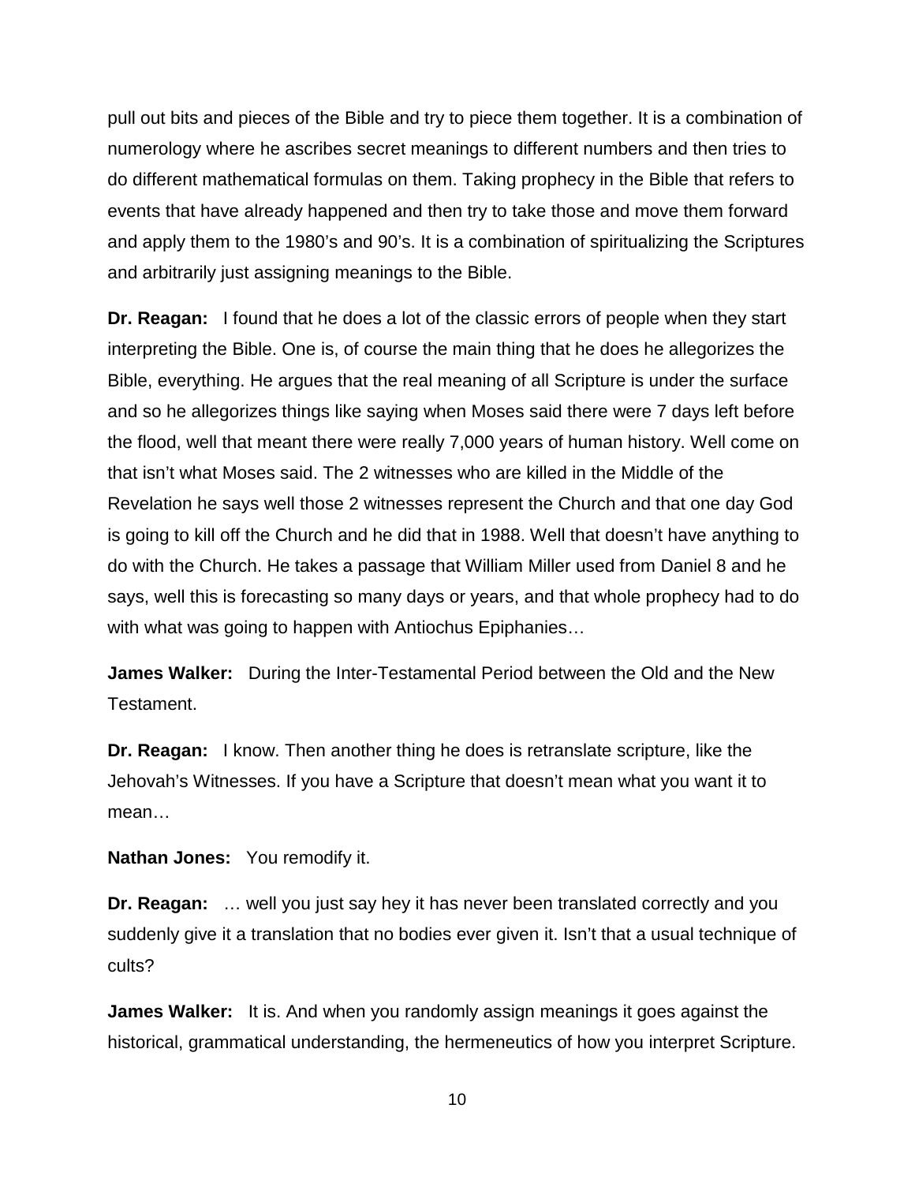pull out bits and pieces of the Bible and try to piece them together. It is a combination of numerology where he ascribes secret meanings to different numbers and then tries to do different mathematical formulas on them. Taking prophecy in the Bible that refers to events that have already happened and then try to take those and move them forward and apply them to the 1980's and 90's. It is a combination of spiritualizing the Scriptures and arbitrarily just assigning meanings to the Bible.

**Dr. Reagan:** I found that he does a lot of the classic errors of people when they start interpreting the Bible. One is, of course the main thing that he does he allegorizes the Bible, everything. He argues that the real meaning of all Scripture is under the surface and so he allegorizes things like saying when Moses said there were 7 days left before the flood, well that meant there were really 7,000 years of human history. Well come on that isn't what Moses said. The 2 witnesses who are killed in the Middle of the Revelation he says well those 2 witnesses represent the Church and that one day God is going to kill off the Church and he did that in 1988. Well that doesn't have anything to do with the Church. He takes a passage that William Miller used from Daniel 8 and he says, well this is forecasting so many days or years, and that whole prophecy had to do with what was going to happen with Antiochus Epiphanies…

**James Walker:** During the Inter-Testamental Period between the Old and the New Testament.

**Dr. Reagan:** I know. Then another thing he does is retranslate scripture, like the Jehovah's Witnesses. If you have a Scripture that doesn't mean what you want it to mean…

**Nathan Jones:** You remodify it.

**Dr. Reagan:** … well you just say hey it has never been translated correctly and you suddenly give it a translation that no bodies ever given it. Isn't that a usual technique of cults?

**James Walker:** It is. And when you randomly assign meanings it goes against the historical, grammatical understanding, the hermeneutics of how you interpret Scripture.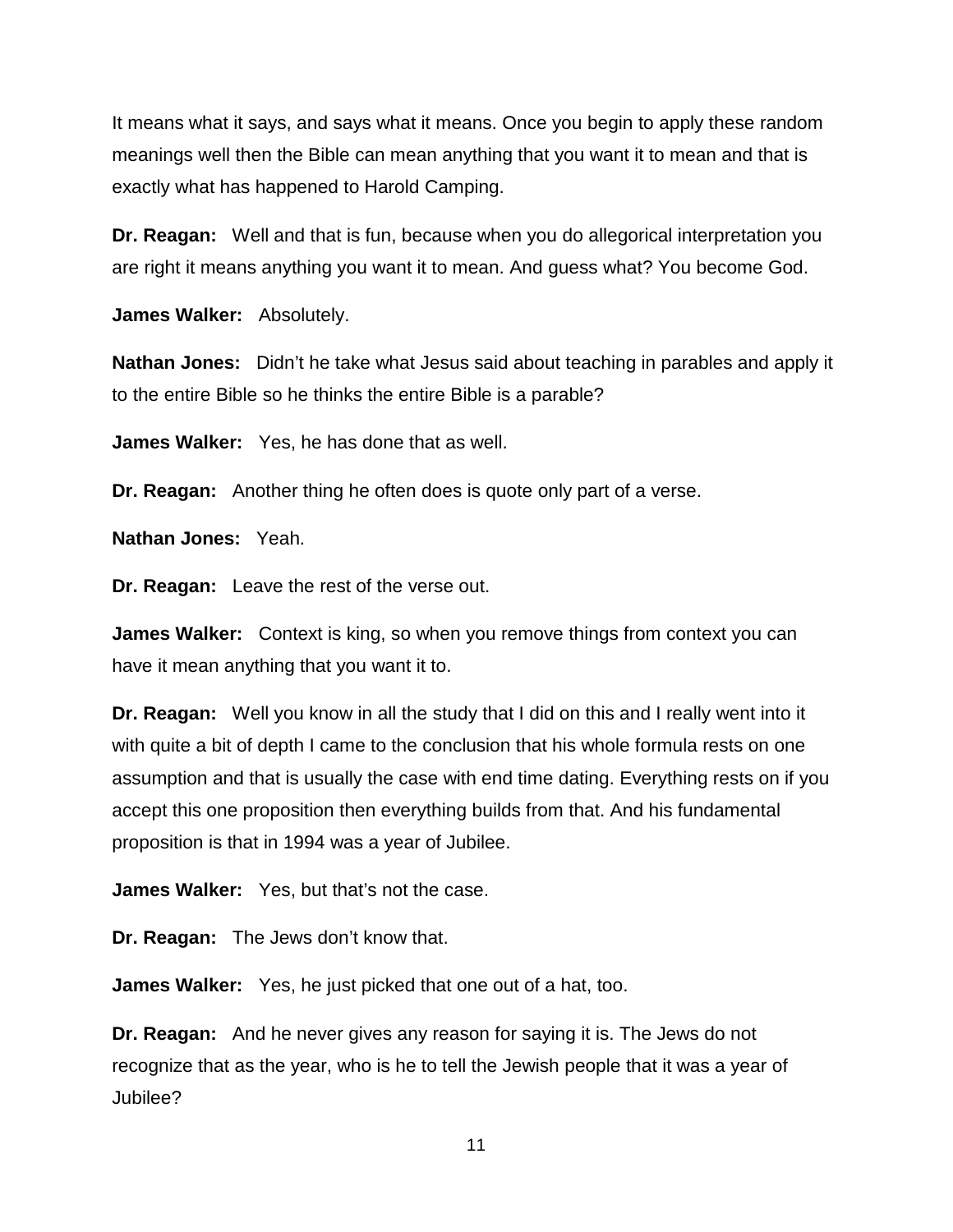It means what it says, and says what it means. Once you begin to apply these random meanings well then the Bible can mean anything that you want it to mean and that is exactly what has happened to Harold Camping.

**Dr. Reagan:** Well and that is fun, because when you do allegorical interpretation you are right it means anything you want it to mean. And guess what? You become God.

**James Walker:** Absolutely.

**Nathan Jones:** Didn't he take what Jesus said about teaching in parables and apply it to the entire Bible so he thinks the entire Bible is a parable?

**James Walker:** Yes, he has done that as well.

**Dr. Reagan:** Another thing he often does is quote only part of a verse.

**Nathan Jones:** Yeah.

**Dr. Reagan:** Leave the rest of the verse out.

**James Walker:** Context is king, so when you remove things from context you can have it mean anything that you want it to.

**Dr. Reagan:** Well you know in all the study that I did on this and I really went into it with quite a bit of depth I came to the conclusion that his whole formula rests on one assumption and that is usually the case with end time dating. Everything rests on if you accept this one proposition then everything builds from that. And his fundamental proposition is that in 1994 was a year of Jubilee.

**James Walker:** Yes, but that's not the case.

**Dr. Reagan:** The Jews don't know that.

**James Walker:** Yes, he just picked that one out of a hat, too.

**Dr. Reagan:** And he never gives any reason for saying it is. The Jews do not recognize that as the year, who is he to tell the Jewish people that it was a year of Jubilee?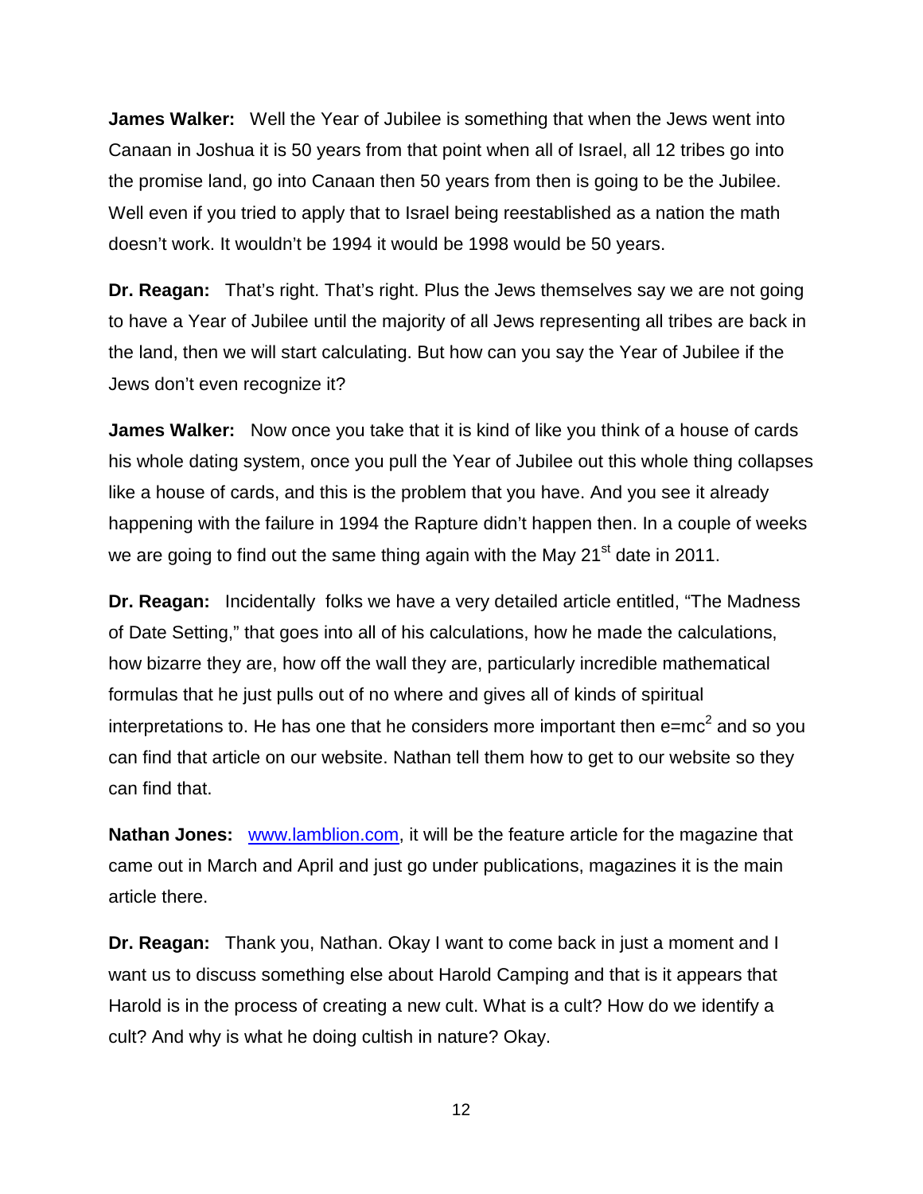**James Walker:** Well the Year of Jubilee is something that when the Jews went into Canaan in Joshua it is 50 years from that point when all of Israel, all 12 tribes go into the promise land, go into Canaan then 50 years from then is going to be the Jubilee. Well even if you tried to apply that to Israel being reestablished as a nation the math doesn't work. It wouldn't be 1994 it would be 1998 would be 50 years.

**Dr. Reagan:** That's right. That's right. Plus the Jews themselves say we are not going to have a Year of Jubilee until the majority of all Jews representing all tribes are back in the land, then we will start calculating. But how can you say the Year of Jubilee if the Jews don't even recognize it?

**James Walker:** Now once you take that it is kind of like you think of a house of cards his whole dating system, once you pull the Year of Jubilee out this whole thing collapses like a house of cards, and this is the problem that you have. And you see it already happening with the failure in 1994 the Rapture didn't happen then. In a couple of weeks we are going to find out the same thing again with the May 21st date in 2011.

**Dr. Reagan:** Incidentally folks we have a very detailed article entitled, "The Madness of Date Setting," that goes into all of his calculations, how he made the calculations, how bizarre they are, how off the wall they are, particularly incredible mathematical formulas that he just pulls out of no where and gives all of kinds of spiritual interpretations to. He has one that he considers more important then $e=mc^2$ and so you can find that article on our website. Nathan tell them how to get to our website so they can find that.

**Nathan Jones:** www.lamblion.com, it will be the feature article for the magazine that came out in March and April and just go under publications, magazines it is the main article there.

**Dr. Reagan:** Thank you, Nathan. Okay I want to come back in just a moment and I want us to discuss something else about Harold Camping and that is it appears that Harold is in the process of creating a new cult. What is a cult? How do we identify a cult? And why is what he doing cultish in nature? Okay.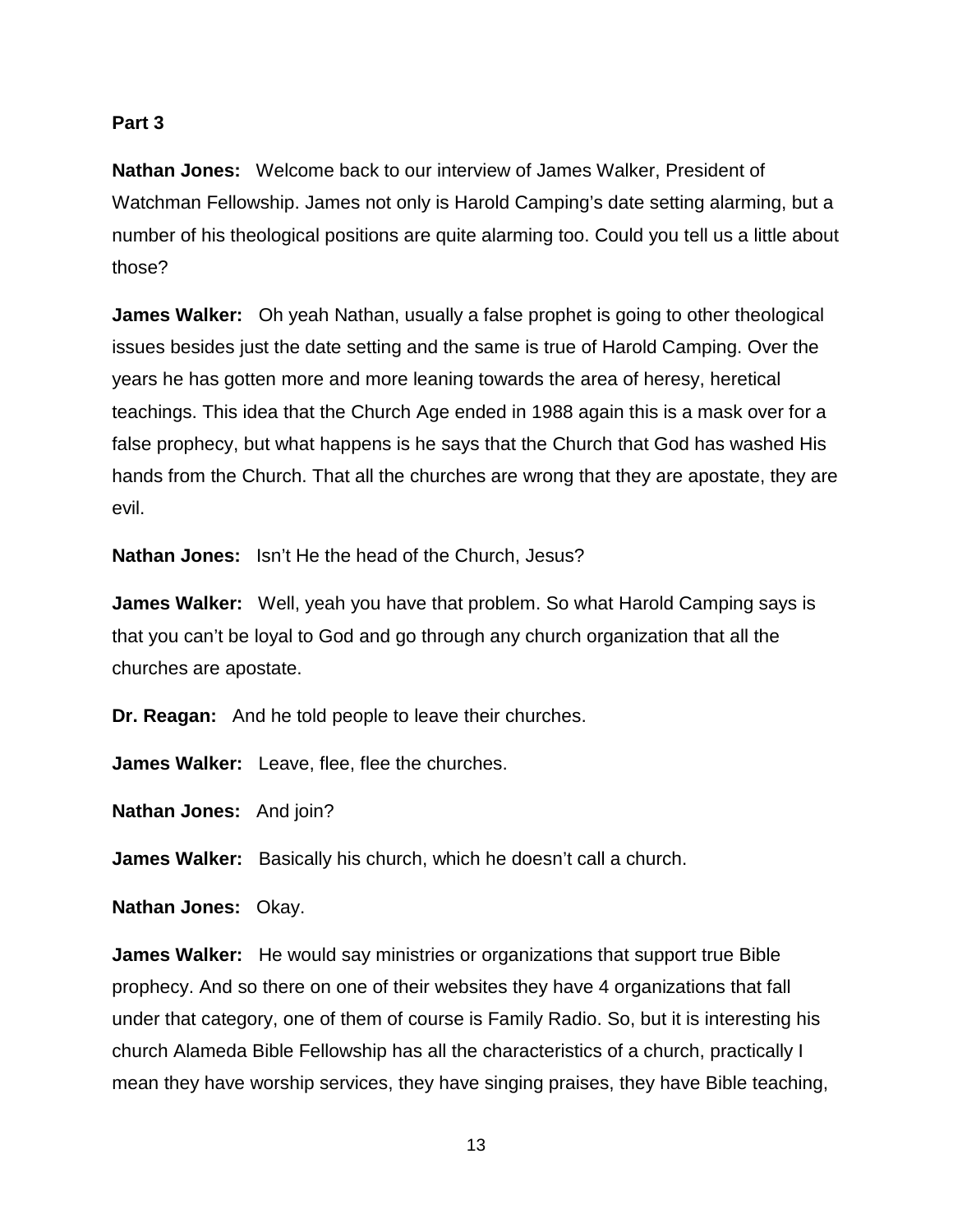**Part 3**

**Nathan Jones:** Welcome back to our interview of James Walker, President of Watchman Fellowship. James not only is Harold Camping's date setting alarming, but a number of his theological positions are quite alarming too. Could you tell us a little about those?

**James Walker:** Oh yeah Nathan, usually a false prophet is going to other theological issues besides just the date setting and the same is true of Harold Camping. Over the years he has gotten more and more leaning towards the area of heresy, heretical teachings. This idea that the Church Age ended in 1988 again this is a mask over for a false prophecy, but what happens is he says that the Church that God has washed His hands from the Church. That all the churches are wrong that they are apostate, they are evil.

**Nathan Jones:** Isn't He the head of the Church, Jesus?

**James Walker:** Well, yeah you have that problem. So what Harold Camping says is that you can't be loyal to God and go through any church organization that all the churches are apostate.

**Dr. Reagan:** And he told people to leave their churches.

**James Walker:** Leave, flee, flee the churches.

**Nathan Jones:** And join?

**James Walker:** Basically his church, which he doesn't call a church.

**Nathan Jones:** Okay.

**James Walker:** He would say ministries or organizations that support true Bible prophecy. And so there on one of their websites they have 4 organizations that fall under that category, one of them of course is Family Radio. So, but it is interesting his church Alameda Bible Fellowship has all the characteristics of a church, practically I mean they have worship services, they have singing praises, they have Bible teaching,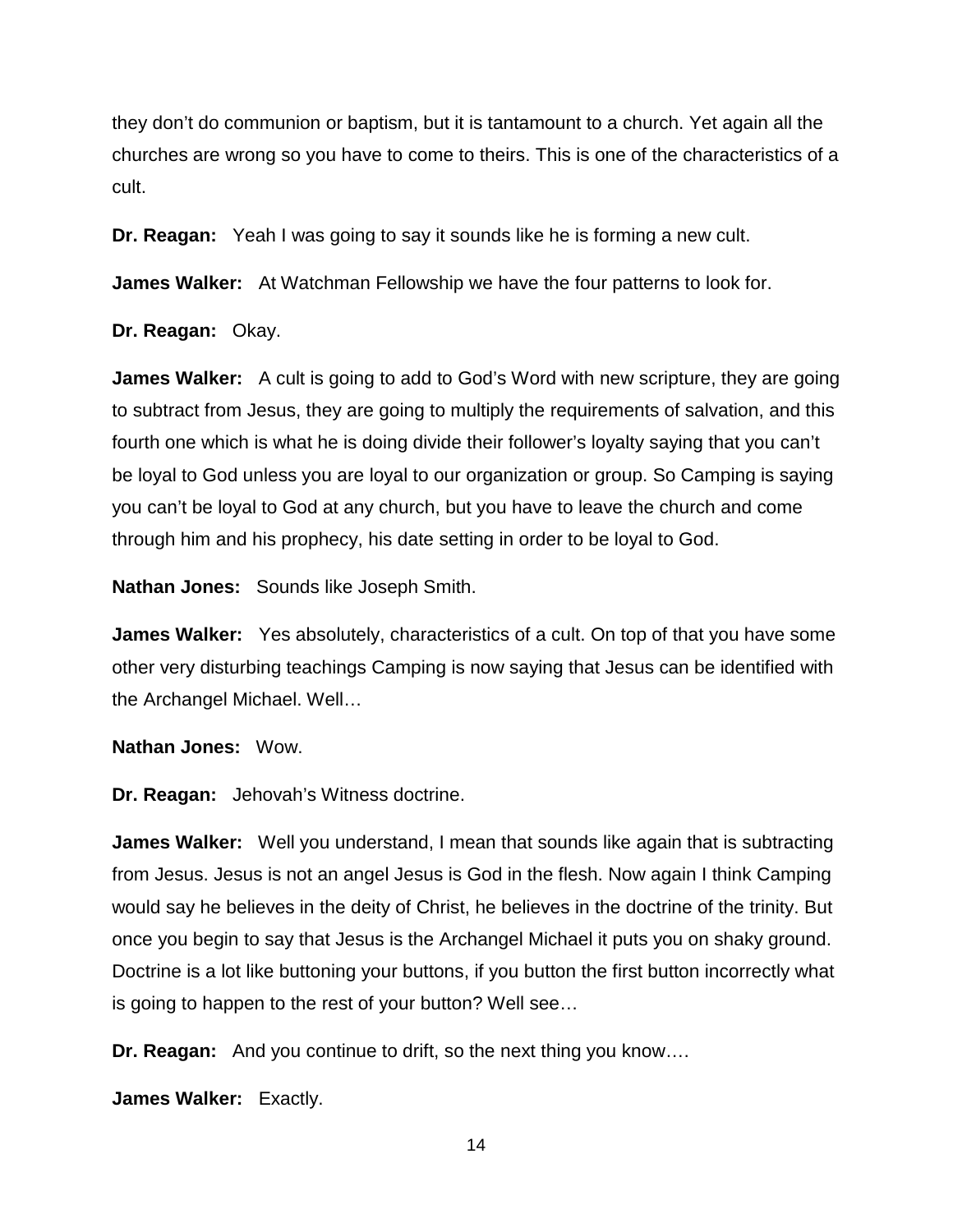they don't do communion or baptism, but it is tantamount to a church. Yet again all the churches are wrong so you have to come to theirs. This is one of the characteristics of a cult.

**Dr. Reagan:** Yeah I was going to say it sounds like he is forming a new cult.

**James Walker:** At Watchman Fellowship we have the four patterns to look for.

**Dr. Reagan:** Okay.

**James Walker:** A cult is going to add to God's Word with new scripture, they are going to subtract from Jesus, they are going to multiply the requirements of salvation, and this fourth one which is what he is doing divide their follower's loyalty saying that you can't be loyal to God unless you are loyal to our organization or group. So Camping is saying you can't be loyal to God at any church, but you have to leave the church and come through him and his prophecy, his date setting in order to be loyal to God.

**Nathan Jones:** Sounds like Joseph Smith.

**James Walker:** Yes absolutely, characteristics of a cult. On top of that you have some other very disturbing teachings Camping is now saying that Jesus can be identified with the Archangel Michael. Well…

**Nathan Jones:** Wow.

**Dr. Reagan:** Jehovah's Witness doctrine.

**James Walker:** Well you understand, I mean that sounds like again that is subtracting from Jesus. Jesus is not an angel Jesus is God in the flesh. Now again I think Camping would say he believes in the deity of Christ, he believes in the doctrine of the trinity. But once you begin to say that Jesus is the Archangel Michael it puts you on shaky ground. Doctrine is a lot like buttoning your buttons, if you button the first button incorrectly what is going to happen to the rest of your button? Well see…

**Dr. Reagan:** And you continue to drift, so the next thing you know….

**James Walker:** Exactly.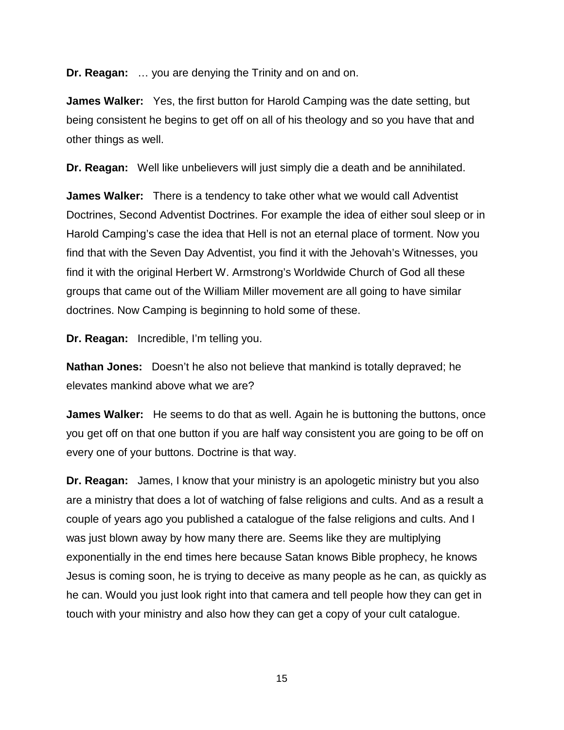**Dr. Reagan:** … you are denying the Trinity and on and on.

**James Walker:** Yes, the first button for Harold Camping was the date setting, but being consistent he begins to get off on all of his theology and so you have that and other things as well.

**Dr. Reagan:** Well like unbelievers will just simply die a death and be annihilated.

**James Walker:** There is a tendency to take other what we would call Adventist Doctrines, Second Adventist Doctrines. For example the idea of either soul sleep or in Harold Camping's case the idea that Hell is not an eternal place of torment. Now you find that with the Seven Day Adventist, you find it with the Jehovah's Witnesses, you find it with the original Herbert W. Armstrong's Worldwide Church of God all these groups that came out of the William Miller movement are all going to have similar doctrines. Now Camping is beginning to hold some of these.

**Dr. Reagan:** Incredible, I'm telling you.

**Nathan Jones:** Doesn't he also not believe that mankind is totally depraved; he elevates mankind above what we are?

**James Walker:** He seems to do that as well. Again he is buttoning the buttons, once you get off on that one button if you are half way consistent you are going to be off on every one of your buttons. Doctrine is that way.

**Dr. Reagan:** James, I know that your ministry is an apologetic ministry but you also are a ministry that does a lot of watching of false religions and cults. And as a result a couple of years ago you published a catalogue of the false religions and cults. And I was just blown away by how many there are. Seems like they are multiplying exponentially in the end times here because Satan knows Bible prophecy, he knows Jesus is coming soon, he is trying to deceive as many people as he can, as quickly as he can. Would you just look right into that camera and tell people how they can get in touch with your ministry and also how they can get a copy of your cult catalogue.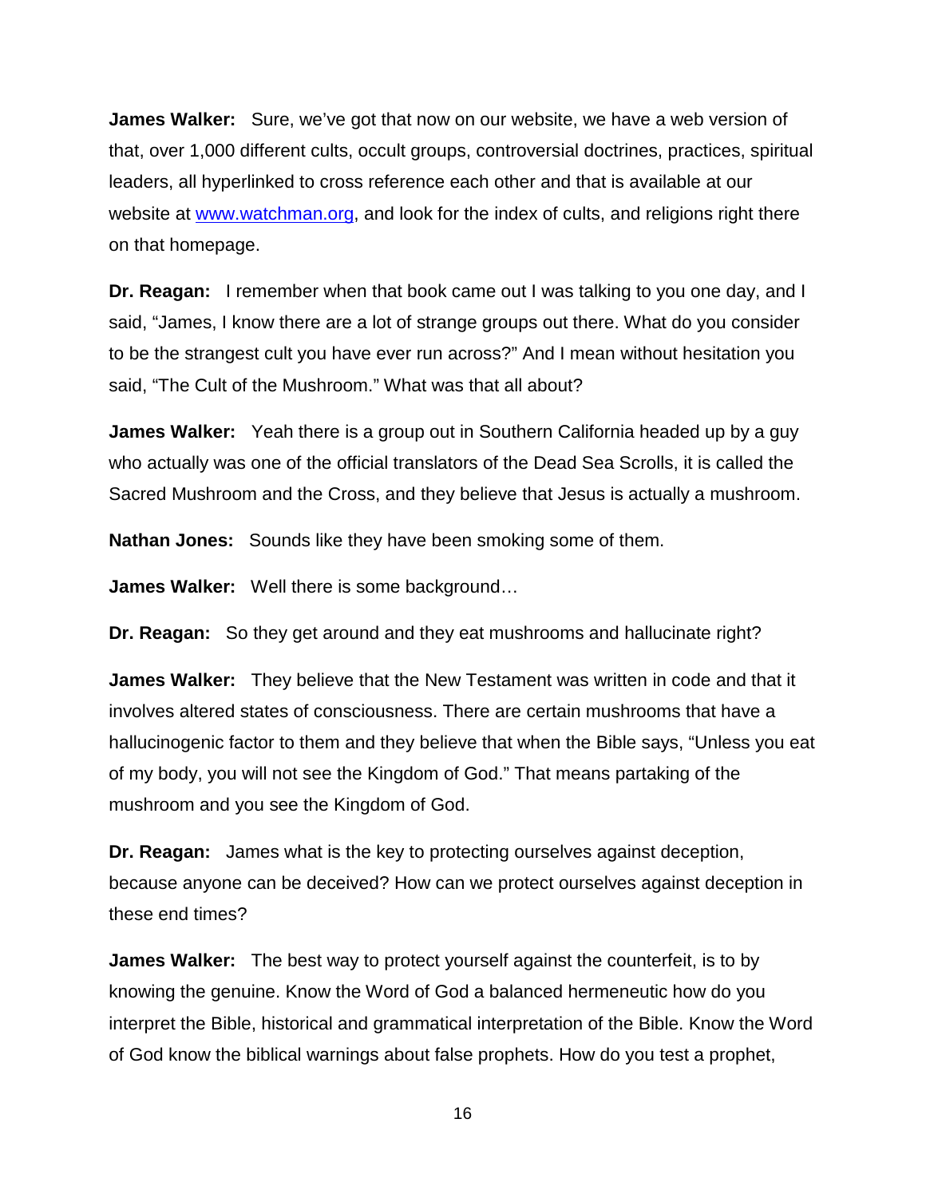**James Walker:** Sure, we've got that now on our website, we have a web version of that, over 1,000 different cults, occult groups, controversial doctrines, practices, spiritual leaders, all hyperlinked to cross reference each other and that is available at our website at [www.watchman.org](http://www.watchman.org), and look for the index of cults, and religions right there on that homepage.

**Dr. Reagan:** I remember when that book came out I was talking to you one day, and I said, "James, I know there are a lot of strange groups out there. What do you consider to be the strangest cult you have ever run across?" And I mean without hesitation you said, "The Cult of the Mushroom." What was that all about?

**James Walker:** Yeah there is a group out in Southern California headed up by a guy who actually was one of the official translators of the Dead Sea Scrolls, it is called the Sacred Mushroom and the Cross, and they believe that Jesus is actually a mushroom.

**Nathan Jones:** Sounds like they have been smoking some of them.

**James Walker:** Well there is some background…

**Dr. Reagan:** So they get around and they eat mushrooms and hallucinate right?

**James Walker:** They believe that the New Testament was written in code and that it involves altered states of consciousness. There are certain mushrooms that have a hallucinogenic factor to them and they believe that when the Bible says, "Unless you eat of my body, you will not see the Kingdom of God." That means partaking of the mushroom and you see the Kingdom of God.

**Dr. Reagan:** James what is the key to protecting ourselves against deception, because anyone can be deceived? How can we protect ourselves against deception in these end times?

**James Walker:** The best way to protect yourself against the counterfeit, is to by knowing the genuine. Know the Word of God a balanced hermeneutic how do you interpret the Bible, historical and grammatical interpretation of the Bible. Know the Word of God know the biblical warnings about false prophets. How do you test a prophet,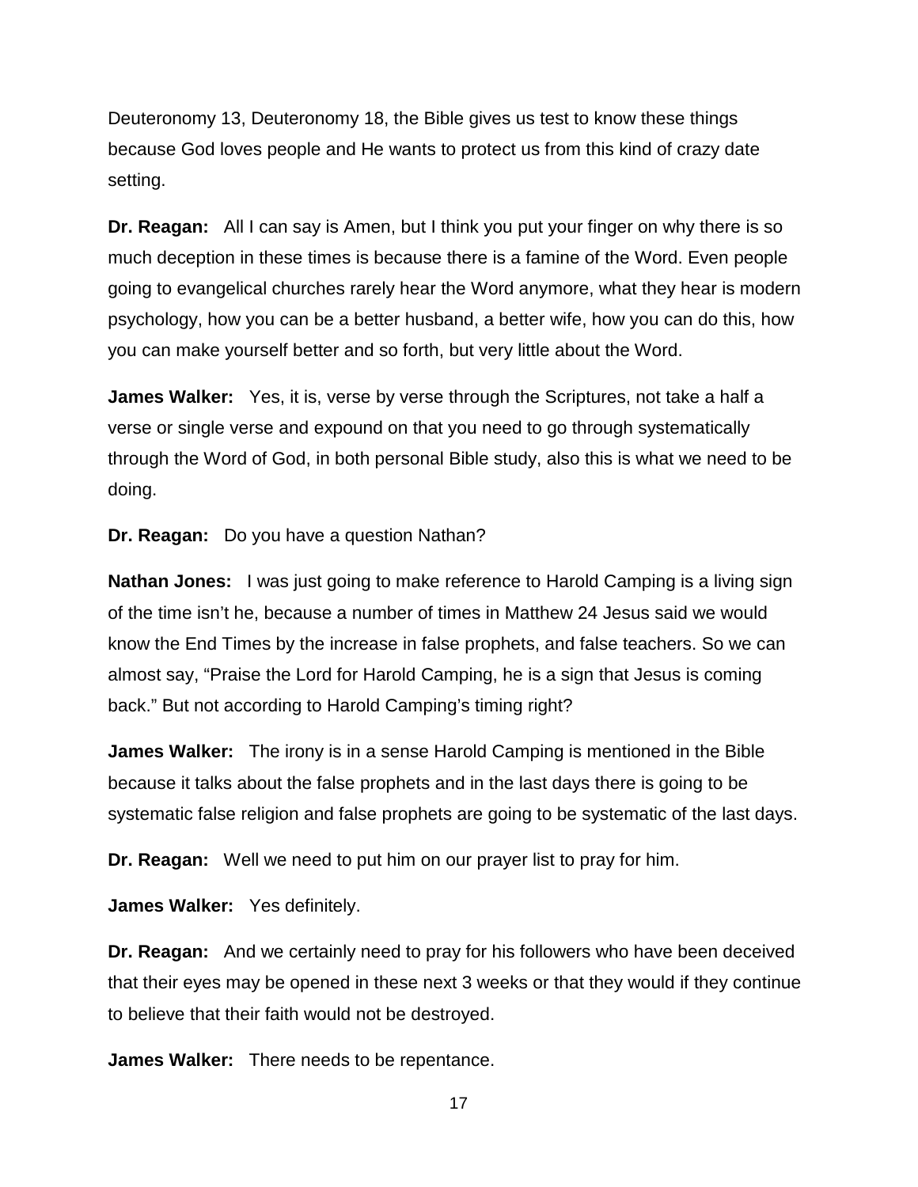Deuteronomy 13, Deuteronomy 18, the Bible gives us test to know these things because God loves people and He wants to protect us from this kind of crazy date setting.

**Dr. Reagan:** All I can say is Amen, but I think you put your finger on why there is so much deception in these times is because there is a famine of the Word. Even people going to evangelical churches rarely hear the Word anymore, what they hear is modern psychology, how you can be a better husband, a better wife, how you can do this, how you can make yourself better and so forth, but very little about the Word.

**James Walker:** Yes, it is, verse by verse through the Scriptures, not take a half a verse or single verse and expound on that you need to go through systematically through the Word of God, in both personal Bible study, also this is what we need to be doing.

**Dr. Reagan:** Do you have a question Nathan?

**Nathan Jones:** I was just going to make reference to Harold Camping is a living sign of the time isn't he, because a number of times in Matthew 24 Jesus said we would know the End Times by the increase in false prophets, and false teachers. So we can almost say, "Praise the Lord for Harold Camping, he is a sign that Jesus is coming back." But not according to Harold Camping's timing right?

**James Walker:** The irony is in a sense Harold Camping is mentioned in the Bible because it talks about the false prophets and in the last days there is going to be systematic false religion and false prophets are going to be systematic of the last days.

**Dr. Reagan:** Well we need to put him on our prayer list to pray for him.

**James Walker:** Yes definitely.

**Dr. Reagan:** And we certainly need to pray for his followers who have been deceived that their eyes may be opened in these next 3 weeks or that they would if they continue to believe that their faith would not be destroyed.

**James Walker:** There needs to be repentance.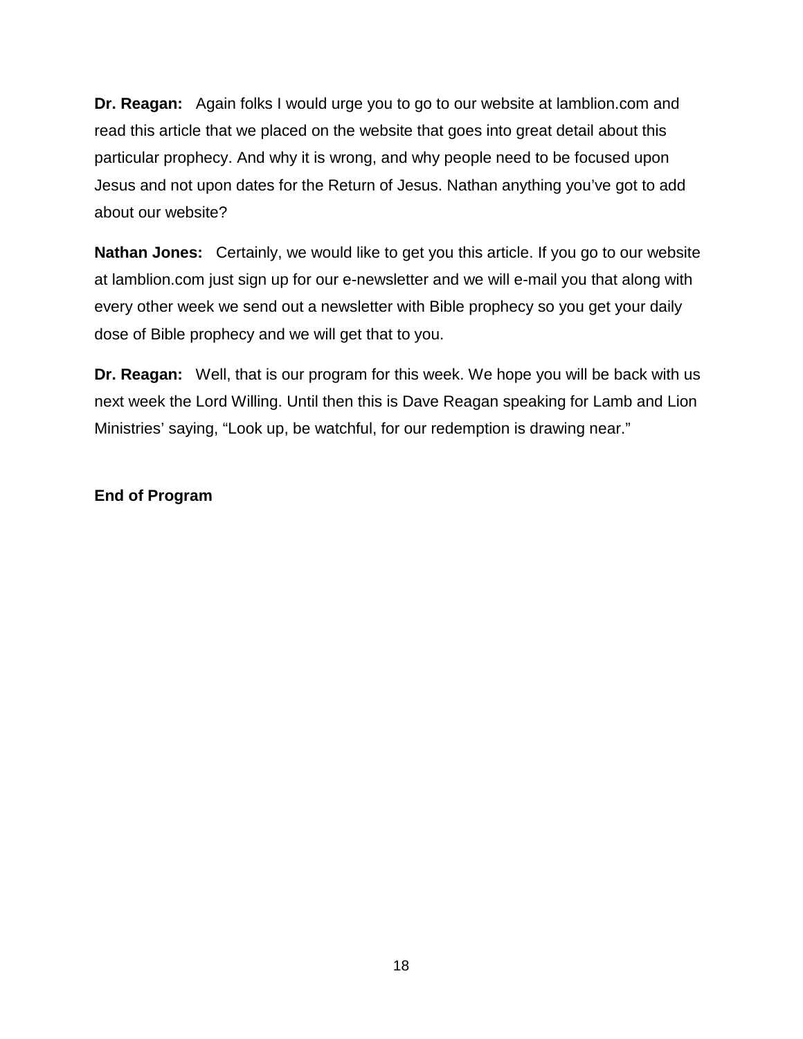**Dr. Reagan:** Again folks I would urge you to go to our website at lamblion.com and read this article that we placed on the website that goes into great detail about this particular prophecy. And why it is wrong, and why people need to be focused upon Jesus and not upon dates for the Return of Jesus. Nathan anything you've got to add about our website?

**Nathan Jones:** Certainly, we would like to get you this article. If you go to our website at lamblion.com just sign up for our e-newsletter and we will e-mail you that along with every other week we send out a newsletter with Bible prophecy so you get your daily dose of Bible prophecy and we will get that to you.

**Dr. Reagan:** Well, that is our program for this week. We hope you will be back with us next week the Lord Willing. Until then this is Dave Reagan speaking for Lamb and Lion Ministries' saying, "Look up, be watchful, for our redemption is drawing near."

**End of Program**